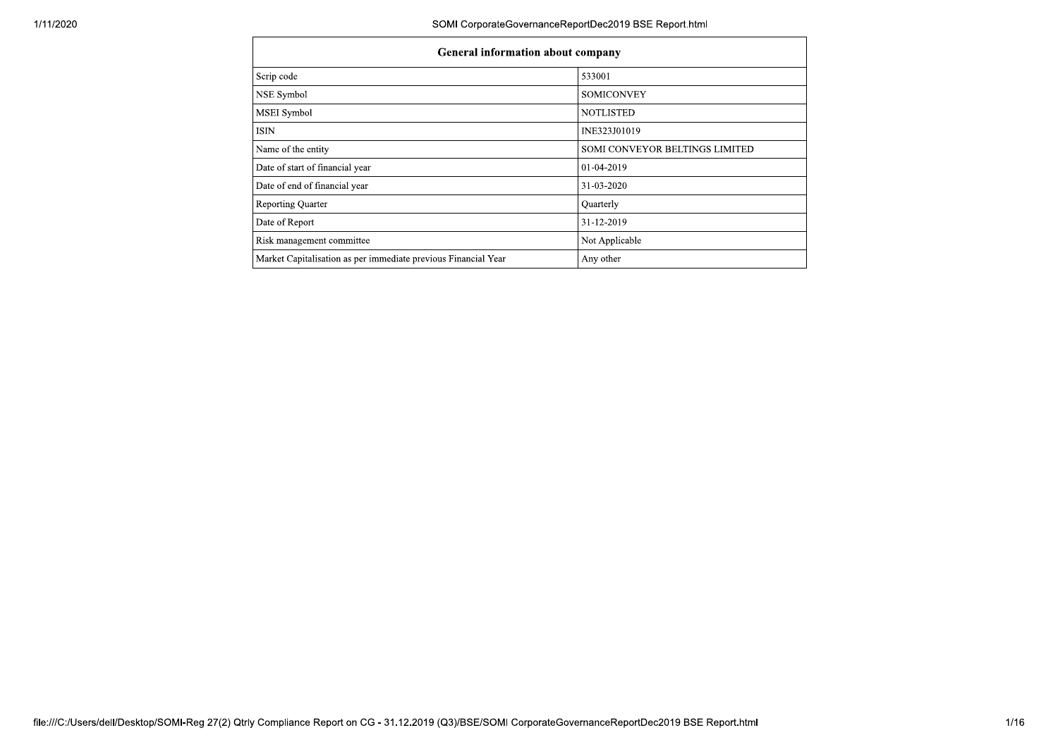| General information about company | |
|---|---|
| Scrip code | 533001 |
| NSE Symbol | SOMICONVEY |
| MSEI Symbol | NOTLISTED |
| ISIN | INE323J01019 |
| Name of the entity | SOMI CONVEYOR BELTINGS LIMITED |
| Date of start of financial year | 01-04-2019 |
| Date of end of financial year | 31-03-2020 |
| Reporting Quarter | Quarterly |
| Date of Report | 31-12-2019 |
| Risk management committee | Not Applicable |
| Market Capitalisation as per immediate previous Financial Year | Any other |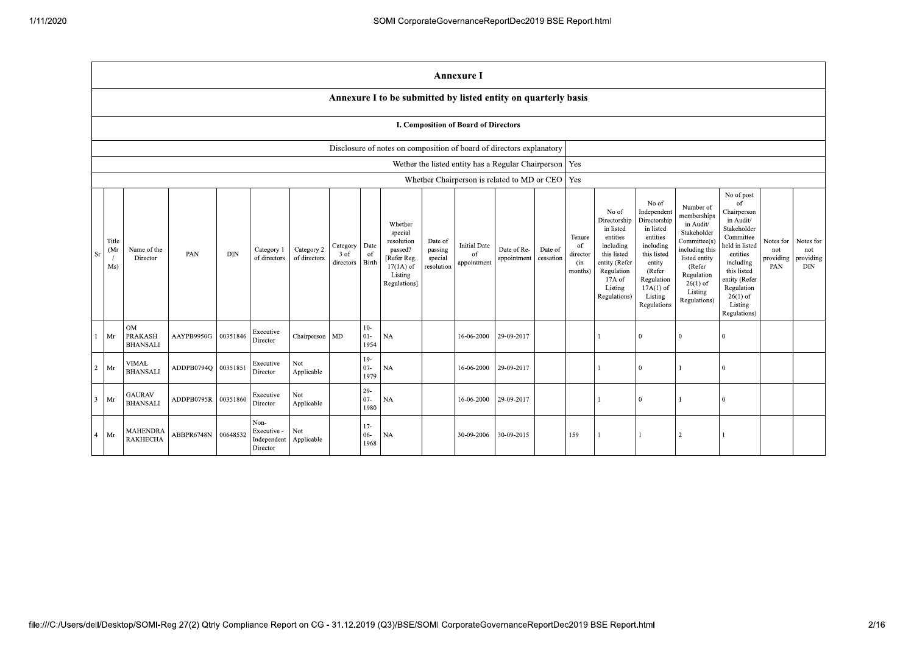# Annexure I

## Annexure I to be submitted by listed entity on quarterly basis

### I. Composition of Board of Directors

| | |
|---|---|
| Disclosure of notes on composition of board of directors explanatory | |
| Wether the listed entity has a Regular Chairperson | Yes |
| Whether Chairperson is related to MD or CEO | Yes |

| Sr | Title (Mr / Ms) | Name of the Director | PAN | DIN | Category 1 of directors | Category 2 of directors | Category 3 of directors | Date of Birth | Whether special resolution passed? [Refer Reg. 17(1A) of Listing Regulations] | Date of passing special resolution | Initial Date of appointment | Date of Re-appointment | Date of cessation | Tenure of director (in months) | No of Directorship in listed entities including this listed entity (Refer Regulation 17A of Listing Regulations) | No of Independent Directorship in listed entities including this listed entity (Refer Regulation 17A(1) of Listing Regulations | Number of memberships in Audit/ Stakeholder Committee(s) including this listed entity (Refer Regulation 26(1) of Listing Regulations) | No of post of Chairperson in Audit/ Stakeholder Committee held in listed entities including this listed entity (Refer Regulation 26(1) of Listing Regulations) | Notes for not providing PAN | Notes for not providing DIN |
|---|---|---|---|---|---|---|---|---|---|---|---|---|---|---|---|---|---|---|---|---|
| 1 | Mr | OM PRAKASH BHANSALI | AAYPB9950G | 00351846 | Executive Director | Chairperson | MD | 10-01-1954 | NA | | 16-06-2000 | 29-09-2017 | | | 1 | 0 | 0 | 0 | | |
| 2 | Mr | VIMAL BHANSALI | ADDPB0794Q | 00351851 | Executive Director | Not Applicable | | 19-07-1979 | NA | | 16-06-2000 | 29-09-2017 | | | 1 | 0 | 1 | 0 | | |
| 3 | Mr | GAURAV BHANSALI | ADDPB0795R | 00351860 | Executive Director | Not Applicable | | 29-07-1980 | NA | | 16-06-2000 | 29-09-2017 | | | 1 | 0 | 1 | 0 | | |
| 4 | Mr | MAHENDRA RAKHECHA | ABBPR6748N | 00648532 | Non-Executive - Independent Director | Not Applicable | | 17-06-1968 | NA | | 30-09-2006 | 30-09-2015 | | 159 | 1 | 1 | 2 | 1 | | |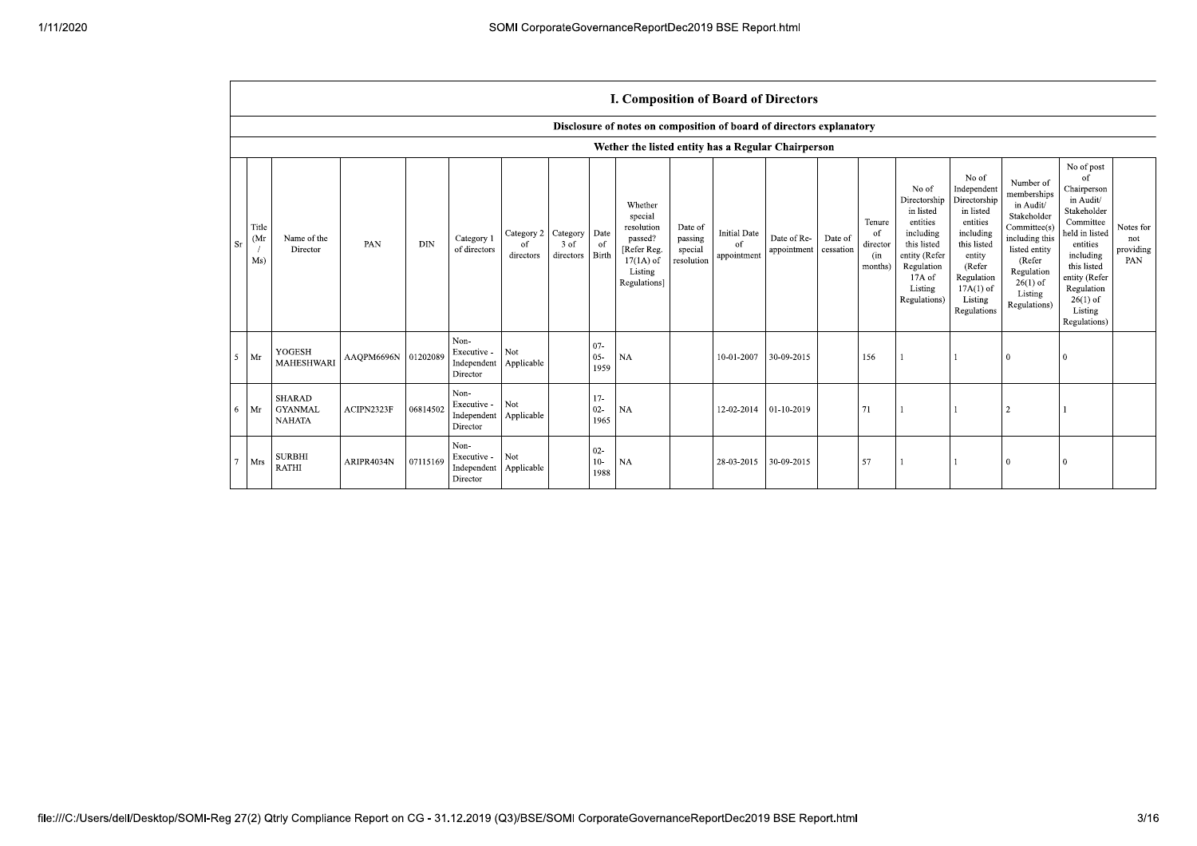## I. Composition of Board of Directors

### Disclosure of notes on composition of board of directors explanatory

### Wether the listed entity has a Regular Chairperson

| Sr | Title (Mr / Ms) | Name of the Director | PAN | DIN | Category 1 of directors | Category 2 of directors | Category 3 of directors | Date of Birth | Whether special resolution passed? [Refer Reg. 17(1A) of Listing Regulations] | Date of passing special resolution | Initial Date of appointment | Date of Re-appointment | Date of cessation | Tenure of director (in months) | No of Directorship in listed entities including this listed entity (Refer Regulation 17A of Listing Regulations) | No of Independent Directorship in listed entities including this listed entity (Refer Regulation 17A(1) of Listing Regulations | Number of memberships in Audit/ Stakeholder Committee(s) including this listed entity (Refer Regulation 26(1) of Listing Regulations) | No of post of Chairperson in Audit/ Stakeholder Committee held in listed entities including this listed entity (Refer Regulation 26(1) of Listing Regulations) | Notes for not providing PAN |
|---|---|---|---|---|---|---|---|---|---|---|---|---|---|---|---|---|---|---|---|
| 5 | Mr | YOGESH MAHESHWARI | AAQPM6696N | 01202089 | Non-Executive - Independent Director | Not Applicable | | 07-05-1959 | NA | | 10-01-2007 | 30-09-2015 | | 156 | 1 | 1 | 0 | 0 | |
| 6 | Mr | SHARAD GYANMAL NAHATA | ACIPN2323F | 06814502 | Non-Executive - Independent Director | Not Applicable | | 17-02-1965 | NA | | 12-02-2014 | 01-10-2019 | | 71 | 1 | 1 | 2 | 1 | |
| 7 | Mrs | SURBHI RATHI | ARIPR4034N | 07115169 | Non-Executive - Independent Director | Not Applicable | | 02-10-1988 | NA | | 28-03-2015 | 30-09-2015 | | 57 | 1 | 1 | 0 | 0 | |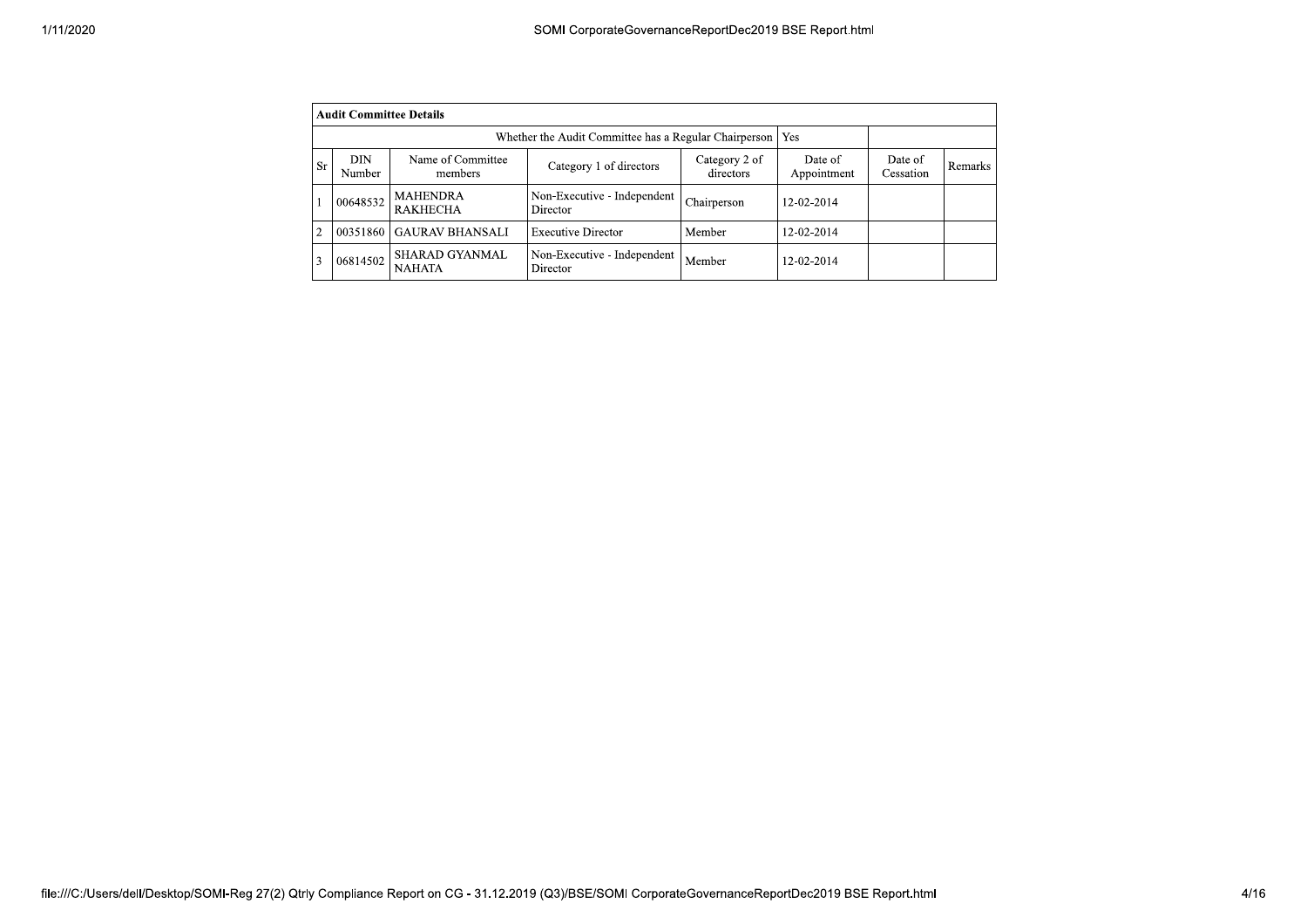| Audit Committee Details | | | | | | | |
|---|---|---|---|---|---|---|---|
| Whether the Audit Committee has a Regular Chairperson | | | | | Yes | | |
| Sr | DIN Number | Name of Committee members | Category 1 of directors | Category 2 of directors | Date of Appointment | Date of Cessation | Remarks |
| 1 | 00648532 | MAHENDRA RAKHECHA | Non-Executive - Independent Director | Chairperson | 12-02-2014 | | |
| 2 | 00351860 | GAURAV BHANSALI | Executive Director | Member | 12-02-2014 | | |
| 3 | 06814502 | SHARAD GYANMAL NAHATA | Non-Executive - Independent Director | Member | 12-02-2014 | | |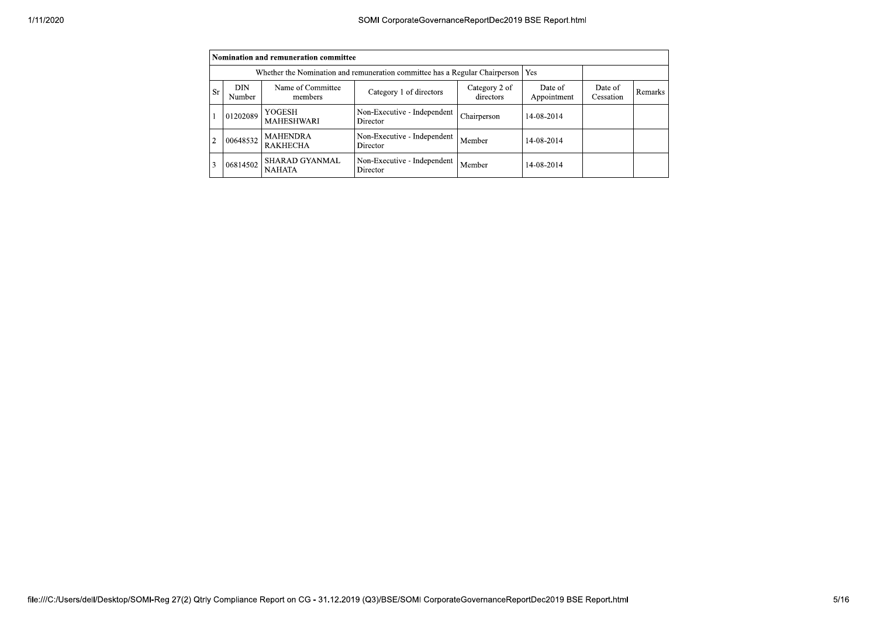| Nomination and remuneration committee | | | | | | | | |
|---|---|---|---|---|---|---|---|---|
| Whether the Nomination and remuneration committee has a Regular Chairperson | | | | | | Yes | | |
| Sr | DIN Number | Name of Committee members | Category 1 of directors | Category 2 of directors | Date of Appointment | Date of Cessation | Remarks |
| 1 | 01202089 | YOGESH MAHESHWARI | Non-Executive - Independent Director | Chairperson | 14-08-2014 | | |
| 2 | 00648532 | MAHENDRA RAKHECHA | Non-Executive - Independent Director | Member | 14-08-2014 | | |
| 3 | 06814502 | SHARAD GYANMAL NAHATA | Non-Executive - Independent Director | Member | 14-08-2014 | | |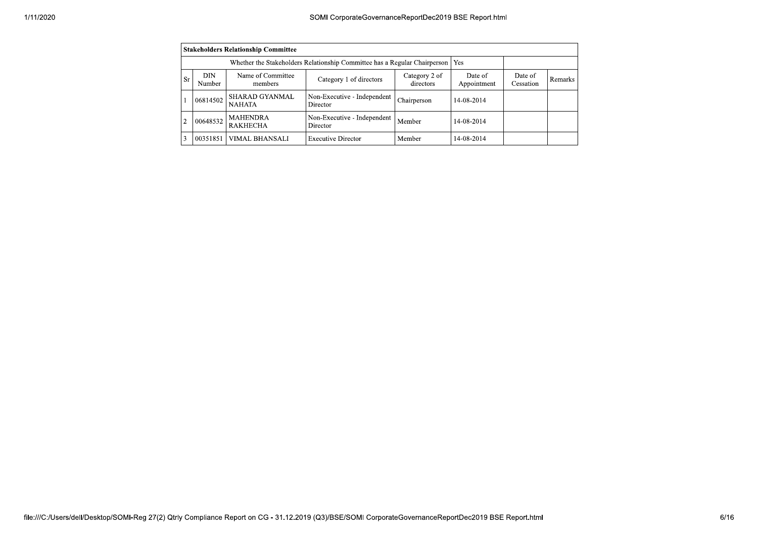| Stakeholders Relationship Committee | | | | | | | |
|---|---|---|---|---|---|---|---|
| Whether the Stakeholders Relationship Committee has a Regular Chairperson | | | | | Yes | | |
| Sr | DIN Number | Name of Committee members | Category 1 of directors | Category 2 of directors | Date of Appointment | Date of Cessation | Remarks |
| 1 | 06814502 | SHARAD GYANMAL NAHATA | Non-Executive - Independent Director | Chairperson | 14-08-2014 | | |
| 2 | 00648532 | MAHENDRA RAKHECHA | Non-Executive - Independent Director | Member | 14-08-2014 | | |
| 3 | 00351851 | VIMAL BHANSALI | Executive Director | Member | 14-08-2014 | | |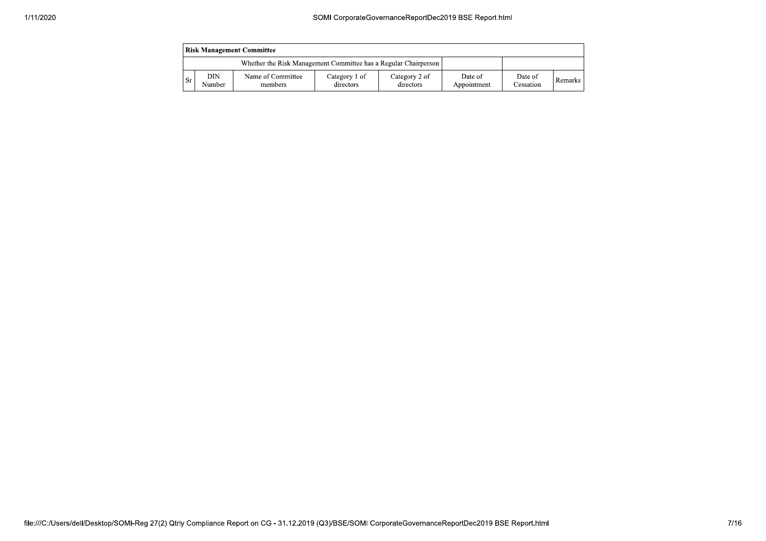| Risk Management Committee | | | | | | | |
|---|---|---|---|---|---|---|---|
| Whether the Risk Management Committee has a Regular Chairperson | | | | | | | |
| Sr | DIN Number | Name of Committee members | Category 1 of directors | Category 2 of directors | Date of Appointment | Date of Cessation | Remarks |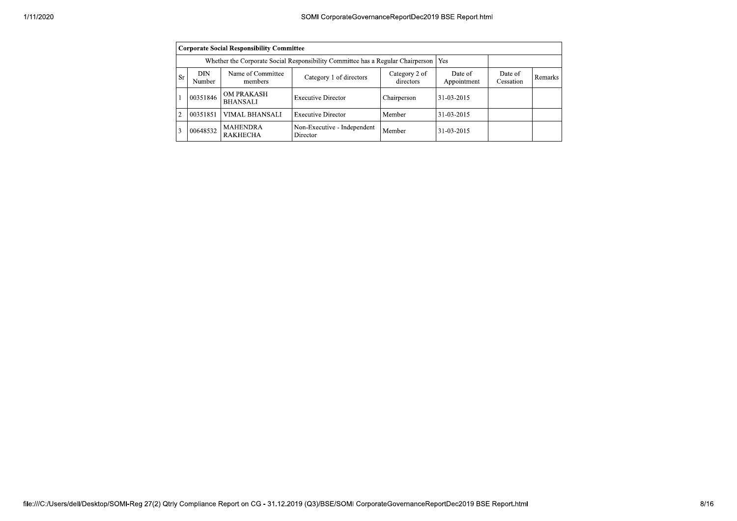| Corporate Social Responsibility Committee | | | | | | | |
|---|---|---|---|---|---|---|---|
| Whether the Corporate Social Responsibility Committee has a Regular Chairperson | | | | | Yes | | |
| Sr | DIN Number | Name of Committee members | Category 1 of directors | Category 2 of directors | Date of Appointment | Date of Cessation | Remarks |
| 1 | 00351846 | OM PRAKASH BHANSALI | Executive Director | Chairperson | 31-03-2015 | | |
| 2 | 00351851 | VIMAL BHANSALI | Executive Director | Member | 31-03-2015 | | |
| 3 | 00648532 | MAHENDRA RAKHECHA | Non-Executive - Independent Director | Member | 31-03-2015 | | |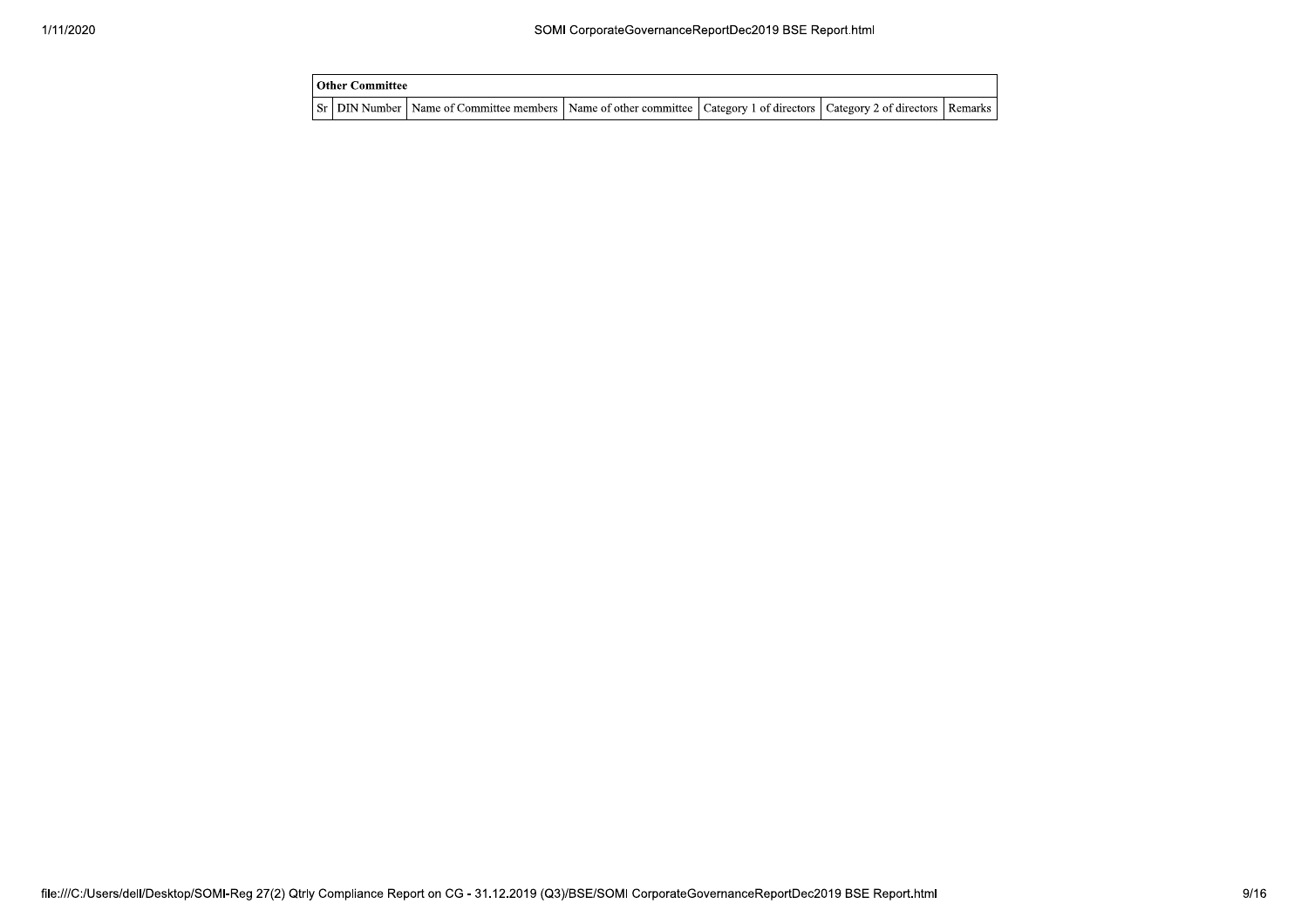| Other Committee | | | | | | |
|---|---|---|---|---|---|---|
| Sr | DIN Number | Name of Committee members | Name of other committee | Category 1 of directors | Category 2 of directors | Remarks |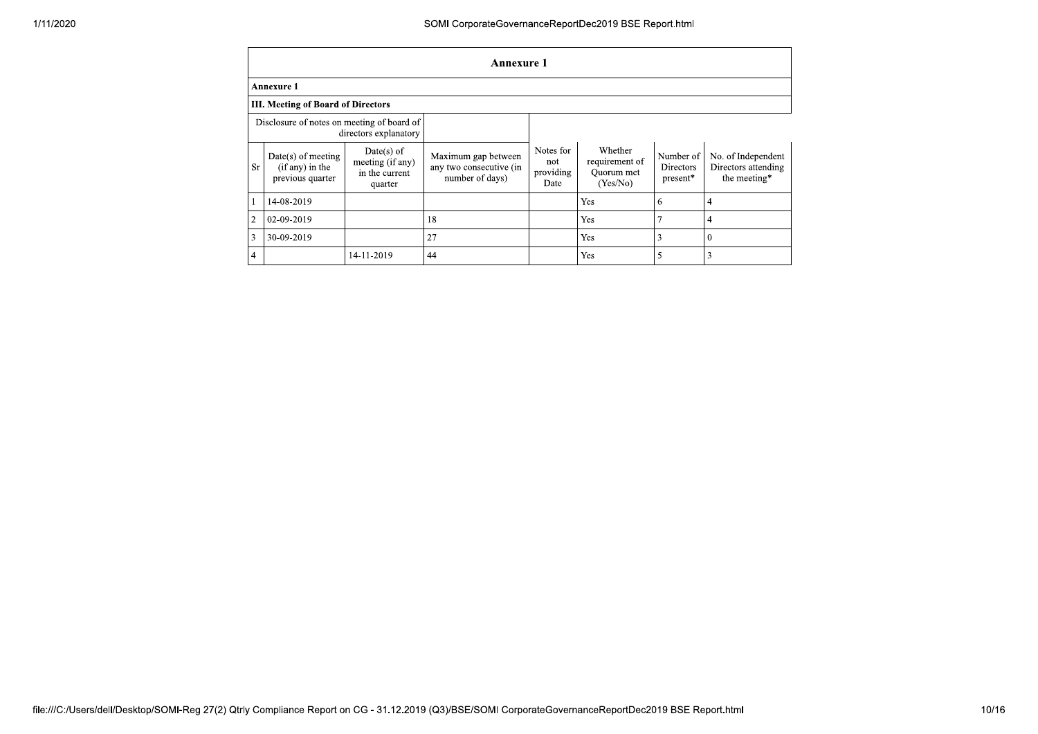## Annexure 1

### Annexure 1

### III. Meeting of Board of Directors

| Disclosure of notes on meeting of board of directors explanatory | | | | | | | |
|---|---|---|---|---|---|---|---|
| **Sr** | **Date(s) of meeting (if any) in the previous quarter** | **Date(s) of meeting (if any) in the current quarter** | **Maximum gap between any two consecutive (in number of days)** | **Notes for not providing Date** | **Whether requirement of Quorum met (Yes/No)** | **Number of Directors present*** | **No. of Independent Directors attending the meeting*** |
| 1 | 14-08-2019 | | | | Yes | 6 | 4 |
| 2 | 02-09-2019 | | 18 | | Yes | 7 | 4 |
| 3 | 30-09-2019 | | 27 | | Yes | 3 | 0 |
| 4 | | 14-11-2019 | 44 | | Yes | 5 | 3 |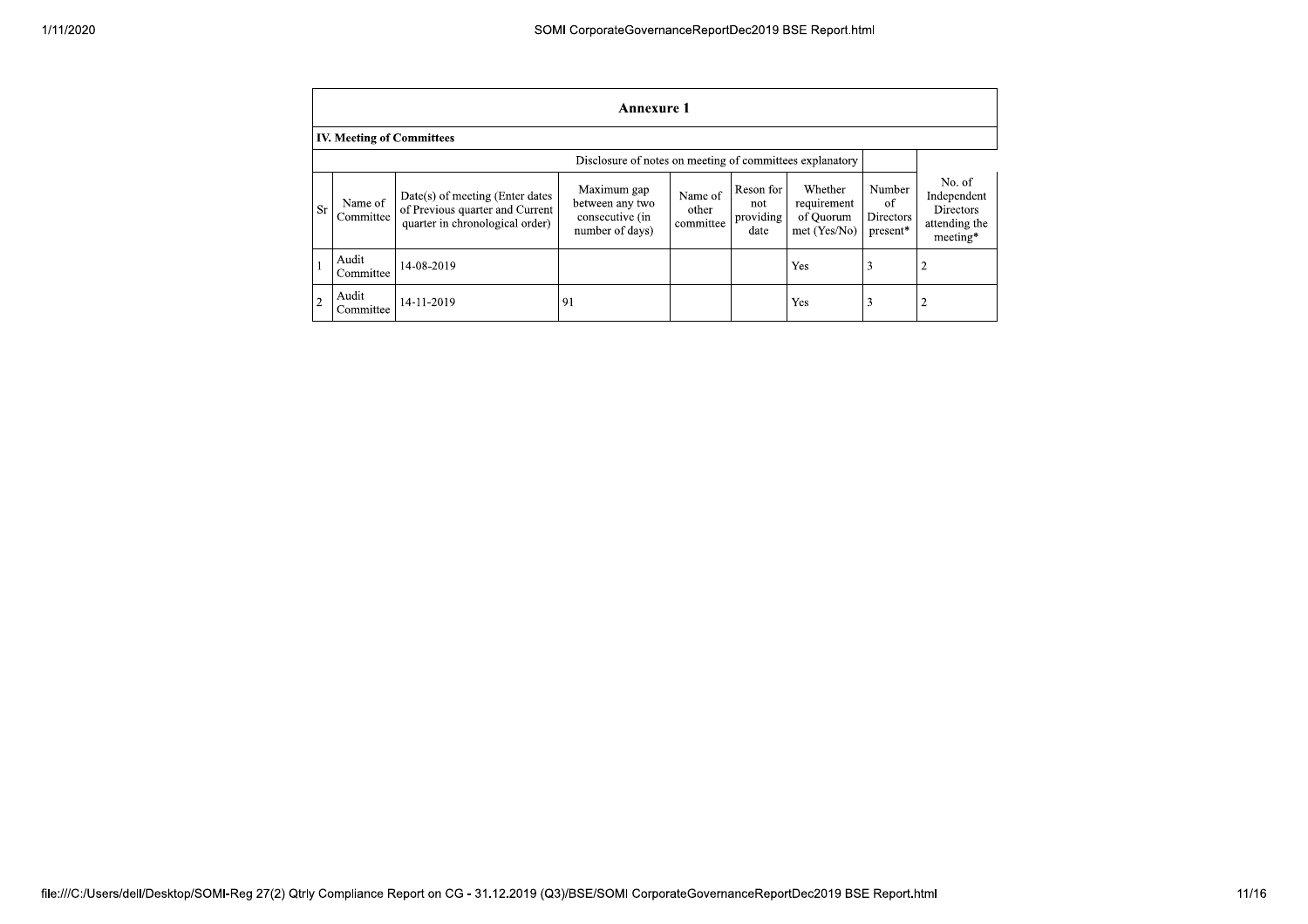## Annexure 1

### IV. Meeting of Committees

| | | | | | | | | |
|---|---|---|---|---|---|---|---|---|
| Disclosure of notes on meeting of committees explanatory | | | | | | | | |
| Sr | Name of Committee | Date(s) of meeting (Enter dates of Previous quarter and Current quarter in chronological order) | Maximum gap between any two consecutive (in number of days) | Name of other committee | Reson for not providing date | Whether requirement of Quorum met (Yes/No) | Number of Directors present* | No. of Independent Directors attending the meeting* |
| 1 | Audit Committee | 14-08-2019 | | | | Yes | 3 | 2 |
| 2 | Audit Committee | 14-11-2019 | 91 | | | Yes | 3 | 2 |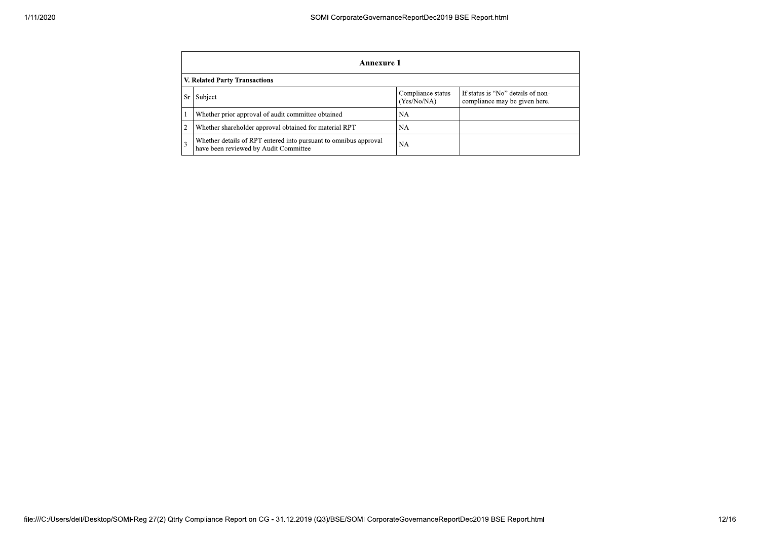## Annexure 1

### V. Related Party Transactions

| Sr | Subject | Compliance status (Yes/No/NA) | If status is "No" details of non-compliance may be given here. |
|---|---|---|---|
| 1 | Whether prior approval of audit committee obtained | NA | |
| 2 | Whether shareholder approval obtained for material RPT | NA | |
| 3 | Whether details of RPT entered into pursuant to omnibus approval have been reviewed by Audit Committee | NA | |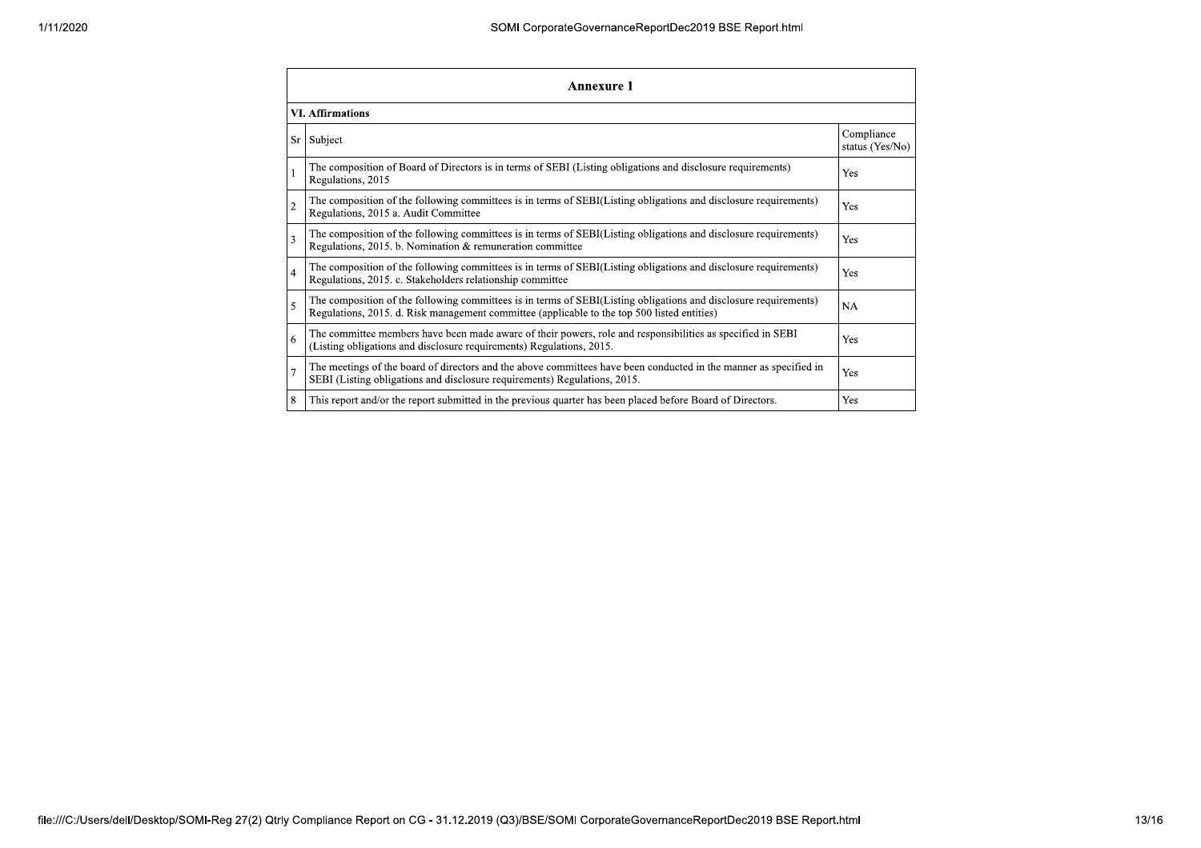## Annexure 1

### VI. Affirmations

| Sr | Subject | Compliance status (Yes/No) |
|---|---|---|
| 1 | The composition of Board of Directors is in terms of SEBI (Listing obligations and disclosure requirements) Regulations, 2015 | Yes |
| 2 | The composition of the following committees is in terms of SEBI(Listing obligations and disclosure requirements) Regulations, 2015 a. Audit Committee | Yes |
| 3 | The composition of the following committees is in terms of SEBI(Listing obligations and disclosure requirements) Regulations, 2015. b. Nomination & remuneration committee | Yes |
| 4 | The composition of the following committees is in terms of SEBI(Listing obligations and disclosure requirements) Regulations, 2015. c. Stakeholders relationship committee | Yes |
| 5 | The composition of the following committees is in terms of SEBI(Listing obligations and disclosure requirements) Regulations, 2015. d. Risk management committee (applicable to the top 500 listed entities) | NA |
| 6 | The committee members have been made aware of their powers, role and responsibilities as specified in SEBI (Listing obligations and disclosure requirements) Regulations, 2015. | Yes |
| 7 | The meetings of the board of directors and the above committees have been conducted in the manner as specified in SEBI (Listing obligations and disclosure requirements) Regulations, 2015. | Yes |
| 8 | This report and/or the report submitted in the previous quarter has been placed before Board of Directors. | Yes |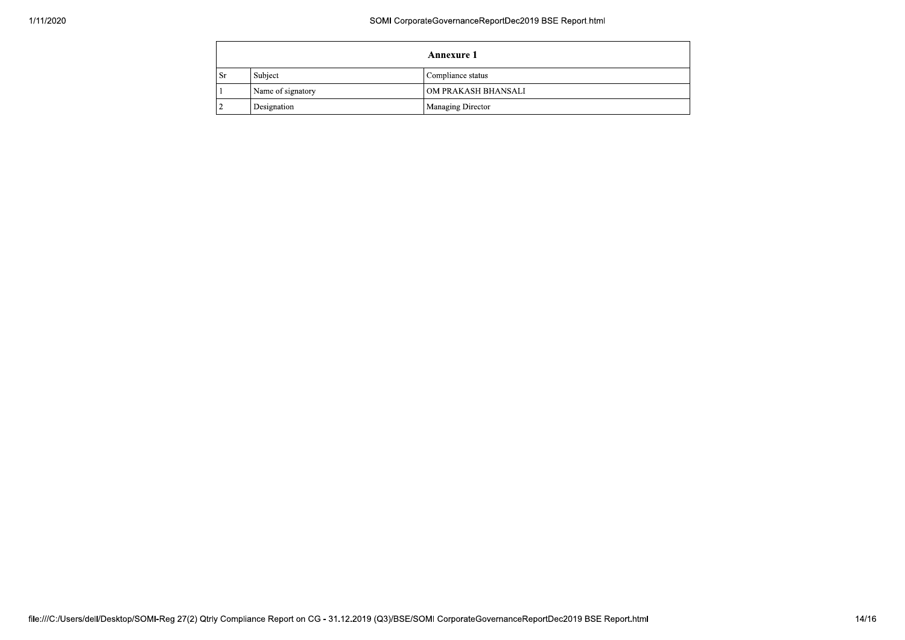| Annexure 1 | | |
|---|---|---|
| Sr | Subject | Compliance status |
| 1 | Name of signatory | OM PRAKASH BHANSALI |
| 2 | Designation | Managing Director |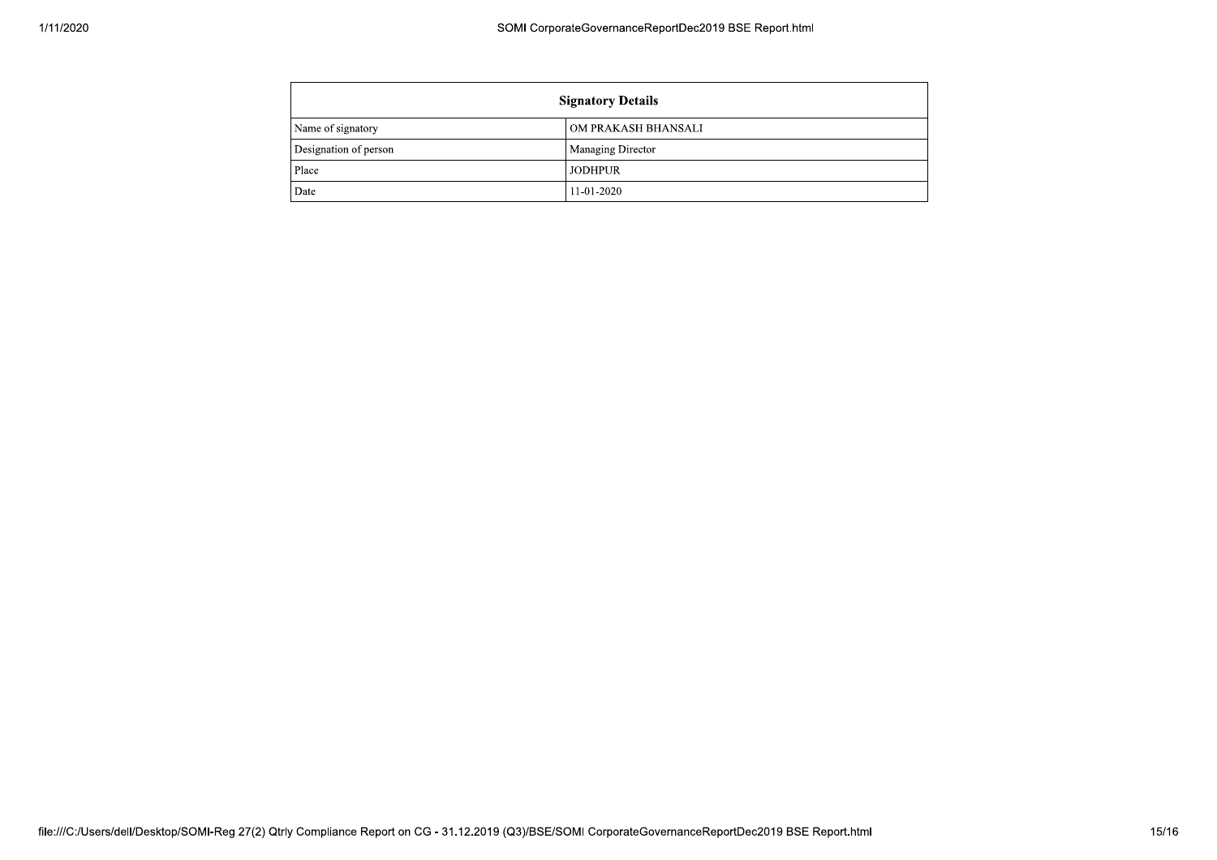| Signatory Details | |
|---|---|
| Name of signatory | OM PRAKASH BHANSALI |
| Designation of person | Managing Director |
| Place | JODHPUR |
| Date | 11-01-2020 |